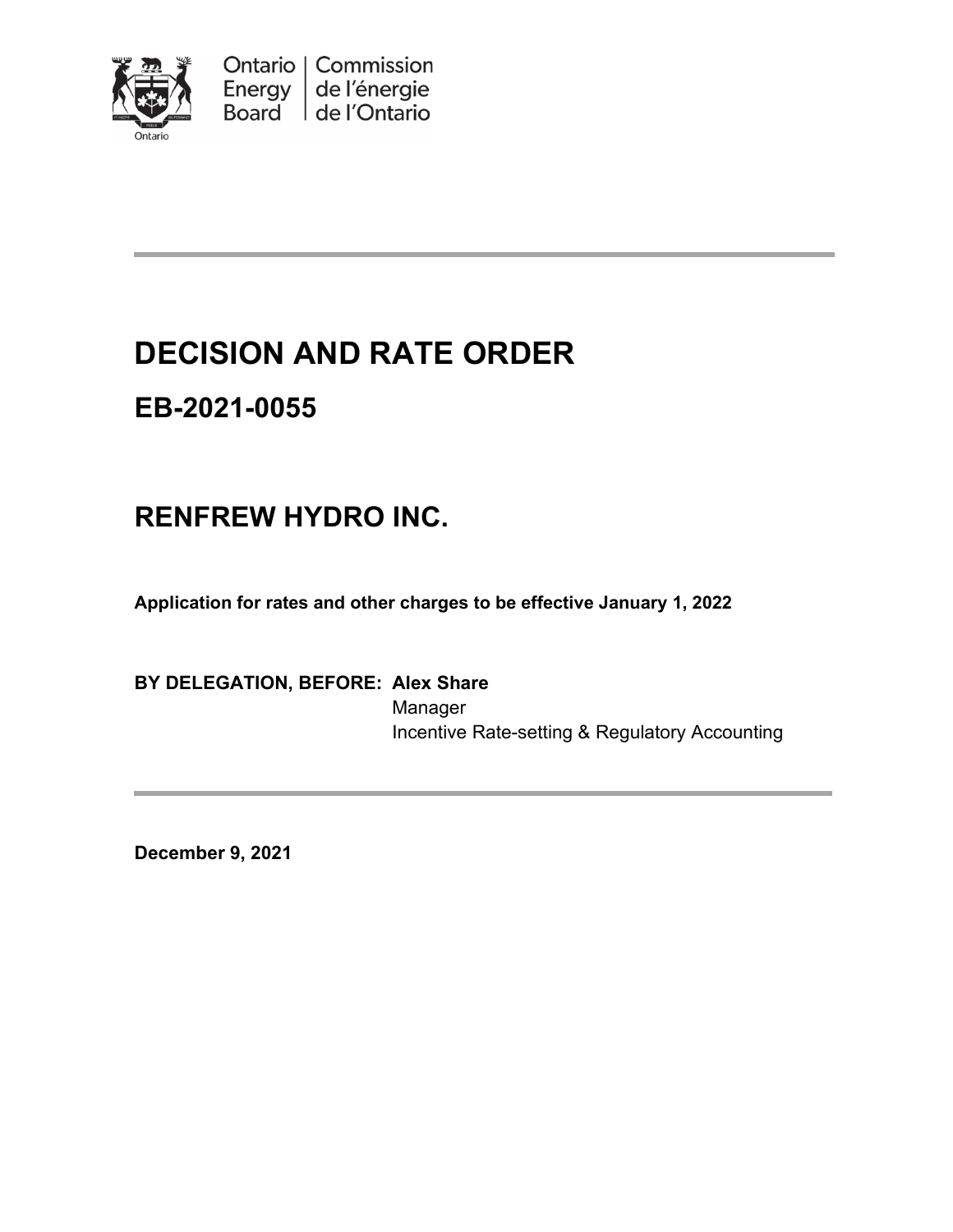Ontario Energy Board | Commission de l'énergie de l'Ontario

# DECISION AND RATE ORDER

## EB-2021-0055

## RENFREW HYDRO INC.

**Application for rates and other charges to be effective January 1, 2022**

**BY DELEGATION, BEFORE: Alex Share**
Manager
Incentive Rate-setting & Regulatory Accounting

**December 9, 2021**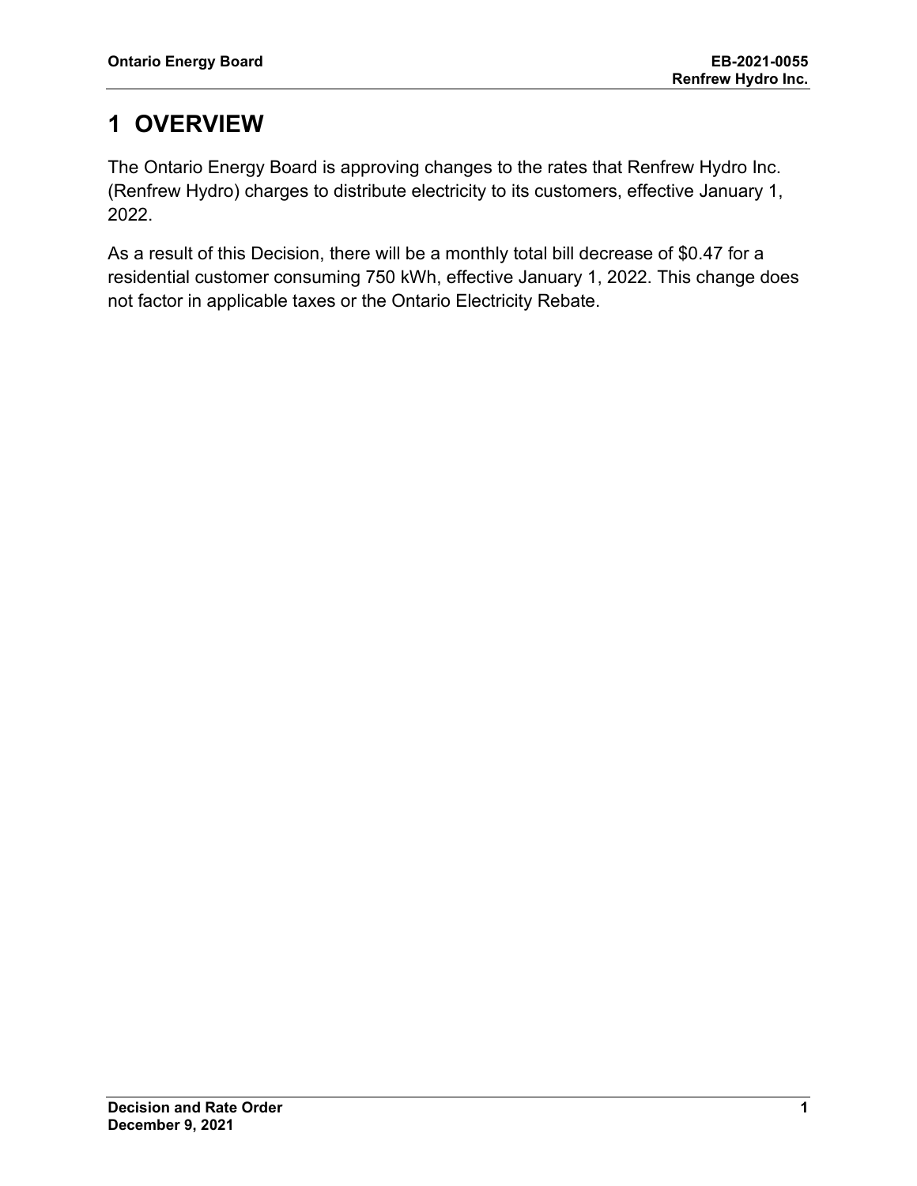# 1 OVERVIEW

The Ontario Energy Board is approving changes to the rates that Renfrew Hydro Inc. (Renfrew Hydro) charges to distribute electricity to its customers, effective January 1, 2022.

As a result of this Decision, there will be a monthly total bill decrease of $0.47 for a residential customer consuming 750 kWh, effective January 1, 2022. This change does not factor in applicable taxes or the Ontario Electricity Rebate.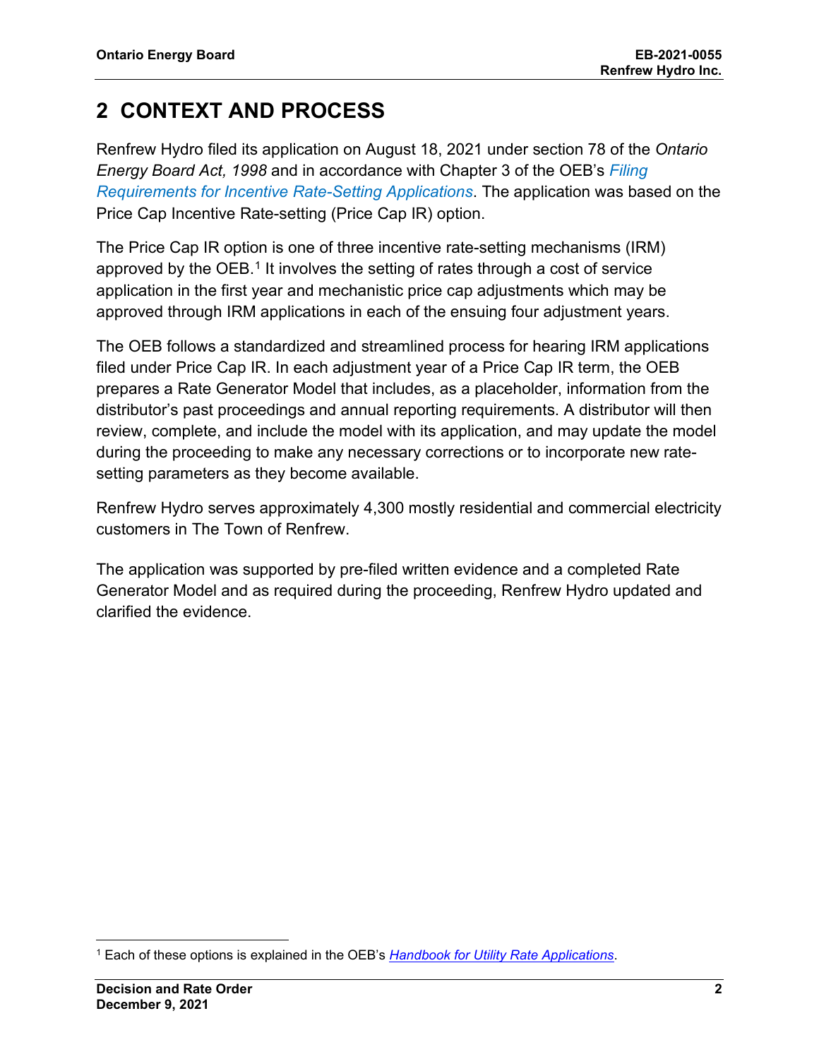# 2 CONTEXT AND PROCESS

Renfrew Hydro filed its application on August 18, 2021 under section 78 of the *Ontario Energy Board Act, 1998* and in accordance with Chapter 3 of the OEB's *Filing Requirements for Incentive Rate-Setting Applications*. The application was based on the Price Cap Incentive Rate-setting (Price Cap IR) option.

The Price Cap IR option is one of three incentive rate-setting mechanisms (IRM) approved by the OEB.[1] It involves the setting of rates through a cost of service application in the first year and mechanistic price cap adjustments which may be approved through IRM applications in each of the ensuing four adjustment years.

The OEB follows a standardized and streamlined process for hearing IRM applications filed under Price Cap IR. In each adjustment year of a Price Cap IR term, the OEB prepares a Rate Generator Model that includes, as a placeholder, information from the distributor's past proceedings and annual reporting requirements. A distributor will then review, complete, and include the model with its application, and may update the model during the proceeding to make any necessary corrections or to incorporate new rate-setting parameters as they become available.

Renfrew Hydro serves approximately 4,300 mostly residential and commercial electricity customers in The Town of Renfrew.

The application was supported by pre-filed written evidence and a completed Rate Generator Model and as required during the proceeding, Renfrew Hydro updated and clarified the evidence.

---

[1] Each of these options is explained in the OEB's *Handbook for Utility Rate Applications*.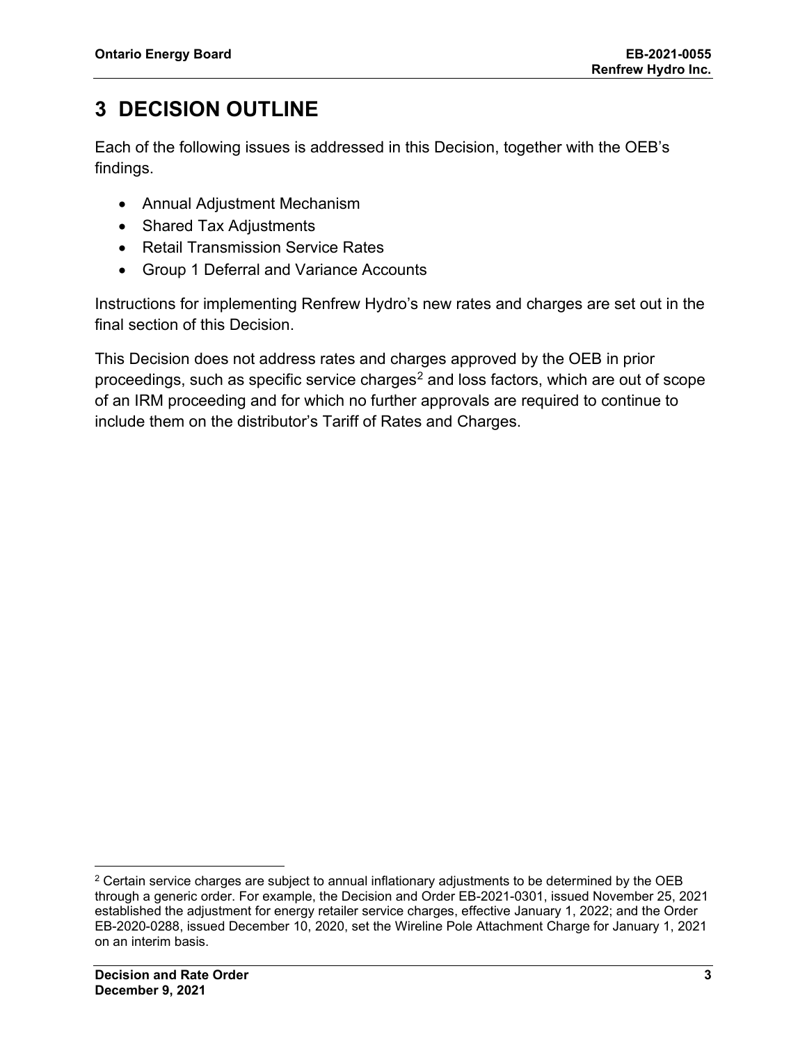# 3 DECISION OUTLINE

Each of the following issues is addressed in this Decision, together with the OEB's findings.

- Annual Adjustment Mechanism
- Shared Tax Adjustments
- Retail Transmission Service Rates
- Group 1 Deferral and Variance Accounts

Instructions for implementing Renfrew Hydro's new rates and charges are set out in the final section of this Decision.

This Decision does not address rates and charges approved by the OEB in prior proceedings, such as specific service charges[2] and loss factors, which are out of scope of an IRM proceeding and for which no further approvals are required to continue to include them on the distributor's Tariff of Rates and Charges.

[2] Certain service charges are subject to annual inflationary adjustments to be determined by the OEB through a generic order. For example, the Decision and Order EB-2021-0301, issued November 25, 2021 established the adjustment for energy retailer service charges, effective January 1, 2022; and the Order EB-2020-0288, issued December 10, 2020, set the Wireline Pole Attachment Charge for January 1, 2021 on an interim basis.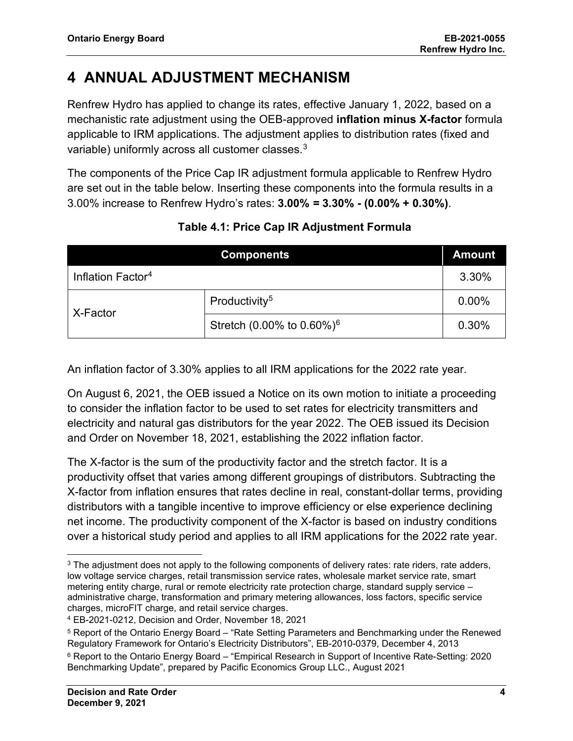# 4 ANNUAL ADJUSTMENT MECHANISM

Renfrew Hydro has applied to change its rates, effective January 1, 2022, based on a mechanistic rate adjustment using the OEB-approved **inflation minus X-factor** formula applicable to IRM applications. The adjustment applies to distribution rates (fixed and variable) uniformly across all customer classes.[3]

The components of the Price Cap IR adjustment formula applicable to Renfrew Hydro are set out in the table below. Inserting these components into the formula results in a 3.00% increase to Renfrew Hydro's rates: **3.00% = 3.30% - (0.00% + 0.30%)**.

**Table 4.1: Price Cap IR Adjustment Formula**

| Components | | Amount |
|---|---|---|
| Inflation Factor[4] | | 3.30% |
| X-Factor | Productivity[5] | 0.00% |
| | Stretch (0.00% to 0.60%)[6] | 0.30% |

An inflation factor of 3.30% applies to all IRM applications for the 2022 rate year.

On August 6, 2021, the OEB issued a Notice on its own motion to initiate a proceeding to consider the inflation factor to be used to set rates for electricity transmitters and electricity and natural gas distributors for the year 2022. The OEB issued its Decision and Order on November 18, 2021, establishing the 2022 inflation factor.

The X-factor is the sum of the productivity factor and the stretch factor. It is a productivity offset that varies among different groupings of distributors. Subtracting the X-factor from inflation ensures that rates decline in real, constant-dollar terms, providing distributors with a tangible incentive to improve efficiency or else experience declining net income. The productivity component of the X-factor is based on industry conditions over a historical study period and applies to all IRM applications for the 2022 rate year.

---

[3] The adjustment does not apply to the following components of delivery rates: rate riders, rate adders, low voltage service charges, retail transmission service rates, wholesale market service rate, smart metering entity charge, rural or remote electricity rate protection charge, standard supply service – administrative charge, transformation and primary metering allowances, loss factors, specific service charges, microFIT charge, and retail service charges.

[4] EB-2021-0212, Decision and Order, November 18, 2021

[5] Report of the Ontario Energy Board – "Rate Setting Parameters and Benchmarking under the Renewed Regulatory Framework for Ontario's Electricity Distributors", EB-2010-0379, December 4, 2013

[6] Report to the Ontario Energy Board – "Empirical Research in Support of Incentive Rate-Setting: 2020 Benchmarking Update", prepared by Pacific Economics Group LLC., August 2021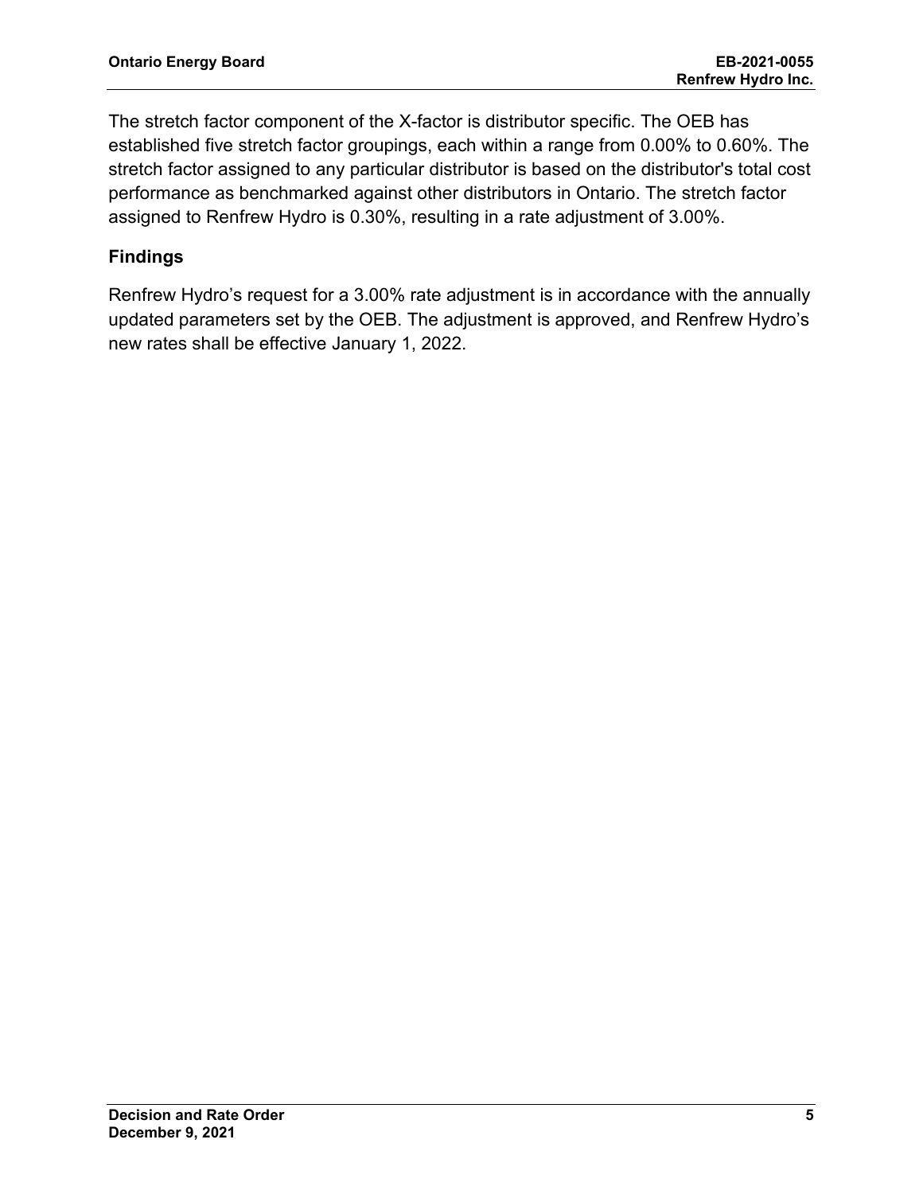The stretch factor component of the X-factor is distributor specific. The OEB has established five stretch factor groupings, each within a range from 0.00% to 0.60%. The stretch factor assigned to any particular distributor is based on the distributor's total cost performance as benchmarked against other distributors in Ontario. The stretch factor assigned to Renfrew Hydro is 0.30%, resulting in a rate adjustment of 3.00%.

### Findings

Renfrew Hydro’s request for a 3.00% rate adjustment is in accordance with the annually updated parameters set by the OEB. The adjustment is approved, and Renfrew Hydro’s new rates shall be effective January 1, 2022.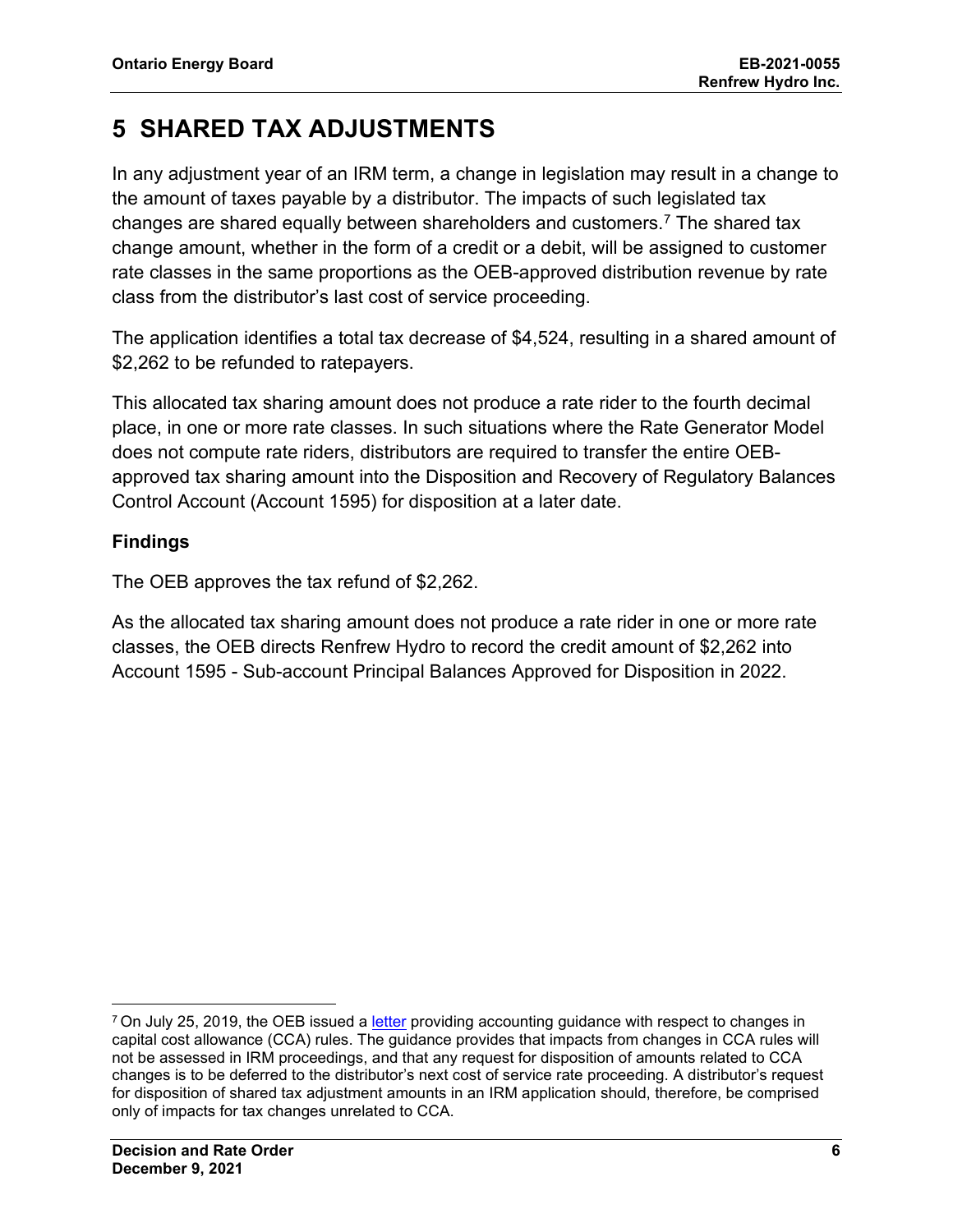# 5 SHARED TAX ADJUSTMENTS

In any adjustment year of an IRM term, a change in legislation may result in a change to the amount of taxes payable by a distributor. The impacts of such legislated tax changes are shared equally between shareholders and customers.[7] The shared tax change amount, whether in the form of a credit or a debit, will be assigned to customer rate classes in the same proportions as the OEB-approved distribution revenue by rate class from the distributor's last cost of service proceeding.

The application identifies a total tax decrease of $4,524, resulting in a shared amount of $2,262 to be refunded to ratepayers.

This allocated tax sharing amount does not produce a rate rider to the fourth decimal place, in one or more rate classes. In such situations where the Rate Generator Model does not compute rate riders, distributors are required to transfer the entire OEB-approved tax sharing amount into the Disposition and Recovery of Regulatory Balances Control Account (Account 1595) for disposition at a later date.

### Findings

The OEB approves the tax refund of $2,262.

As the allocated tax sharing amount does not produce a rate rider in one or more rate classes, the OEB directs Renfrew Hydro to record the credit amount of $2,262 into Account 1595 - Sub-account Principal Balances Approved for Disposition in 2022.

---

[7] On July 25, 2019, the OEB issued a letter providing accounting guidance with respect to changes in capital cost allowance (CCA) rules. The guidance provides that impacts from changes in CCA rules will not be assessed in IRM proceedings, and that any request for disposition of amounts related to CCA changes is to be deferred to the distributor's next cost of service rate proceeding. A distributor's request for disposition of shared tax adjustment amounts in an IRM application should, therefore, be comprised only of impacts for tax changes unrelated to CCA.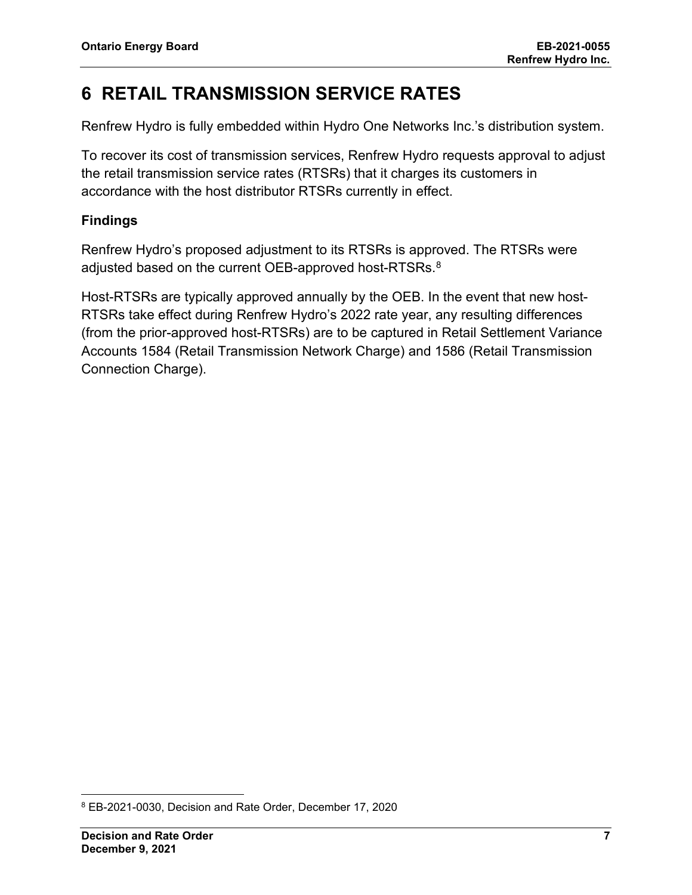# 6 RETAIL TRANSMISSION SERVICE RATES

Renfrew Hydro is fully embedded within Hydro One Networks Inc.'s distribution system.

To recover its cost of transmission services, Renfrew Hydro requests approval to adjust the retail transmission service rates (RTSRs) that it charges its customers in accordance with the host distributor RTSRs currently in effect.

### Findings

Renfrew Hydro's proposed adjustment to its RTSRs is approved. The RTSRs were adjusted based on the current OEB-approved host-RTSRs.[8]

Host-RTSRs are typically approved annually by the OEB. In the event that new host-RTSRs take effect during Renfrew Hydro's 2022 rate year, any resulting differences (from the prior-approved host-RTSRs) are to be captured in Retail Settlement Variance Accounts 1584 (Retail Transmission Network Charge) and 1586 (Retail Transmission Connection Charge).

[8] EB-2021-0030, Decision and Rate Order, December 17, 2020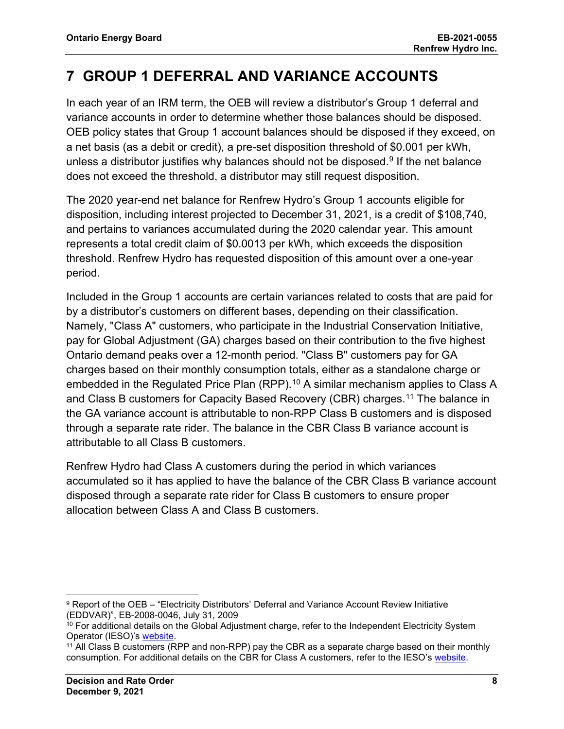# 7 GROUP 1 DEFERRAL AND VARIANCE ACCOUNTS

In each year of an IRM term, the OEB will review a distributor's Group 1 deferral and variance accounts in order to determine whether those balances should be disposed. OEB policy states that Group 1 account balances should be disposed if they exceed, on a net basis (as a debit or credit), a pre-set disposition threshold of $0.001 per kWh, unless a distributor justifies why balances should not be disposed.[9] If the net balance does not exceed the threshold, a distributor may still request disposition.

The 2020 year-end net balance for Renfrew Hydro's Group 1 accounts eligible for disposition, including interest projected to December 31, 2021, is a credit of $108,740, and pertains to variances accumulated during the 2020 calendar year. This amount represents a total credit claim of $0.0013 per kWh, which exceeds the disposition threshold. Renfrew Hydro has requested disposition of this amount over a one-year period.

Included in the Group 1 accounts are certain variances related to costs that are paid for by a distributor's customers on different bases, depending on their classification. Namely, "Class A" customers, who participate in the Industrial Conservation Initiative, pay for Global Adjustment (GA) charges based on their contribution to the five highest Ontario demand peaks over a 12-month period. "Class B" customers pay for GA charges based on their monthly consumption totals, either as a standalone charge or embedded in the Regulated Price Plan (RPP).[10] A similar mechanism applies to Class A and Class B customers for Capacity Based Recovery (CBR) charges.[11] The balance in the GA variance account is attributable to non-RPP Class B customers and is disposed through a separate rate rider. The balance in the CBR Class B variance account is attributable to all Class B customers.

Renfrew Hydro had Class A customers during the period in which variances accumulated so it has applied to have the balance of the CBR Class B variance account disposed through a separate rate rider for Class B customers to ensure proper allocation between Class A and Class B customers.

---

[9] Report of the OEB – "Electricity Distributors' Deferral and Variance Account Review Initiative (EDDVAR)", EB-2008-0046, July 31, 2009

[10] For additional details on the Global Adjustment charge, refer to the Independent Electricity System Operator (IESO)'s website.

[11] All Class B customers (RPP and non-RPP) pay the CBR as a separate charge based on their monthly consumption. For additional details on the CBR for Class A customers, refer to the IESO's website.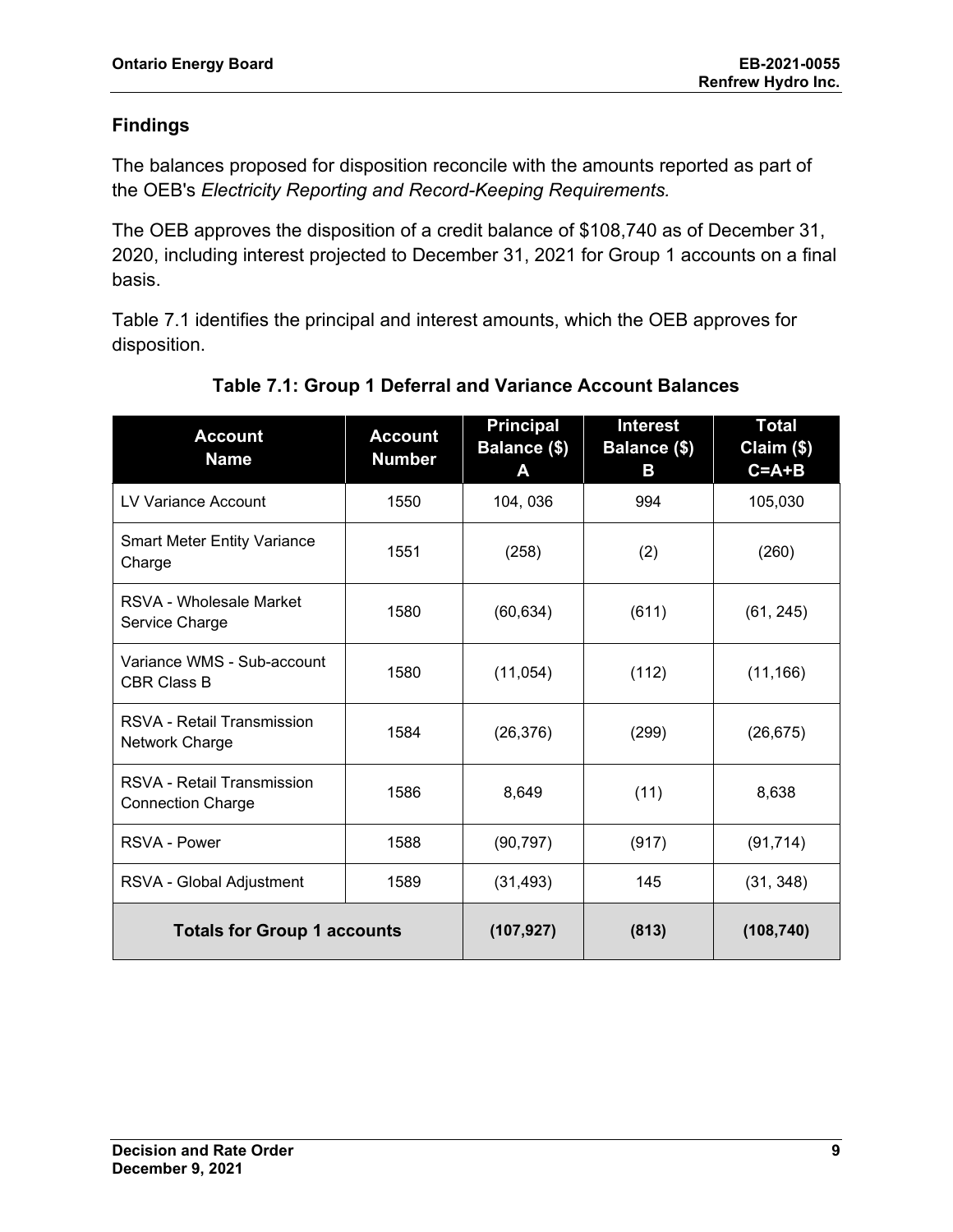### Findings

The balances proposed for disposition reconcile with the amounts reported as part of the OEB's *Electricity Reporting and Record-Keeping Requirements.*

The OEB approves the disposition of a credit balance of $108,740 as of December 31, 2020, including interest projected to December 31, 2021 for Group 1 accounts on a final basis.

Table 7.1 identifies the principal and interest amounts, which the OEB approves for disposition.

**Table 7.1: Group 1 Deferral and Variance Account Balances**

| Account Name | Account Number | Principal Balance ($) A | Interest Balance ($) B | Total Claim ($) C=A+B |
|---|---|---|---|---|
| LV Variance Account | 1550 | 104, 036 | 994 | 105,030 |
| Smart Meter Entity Variance Charge | 1551 | (258) | (2) | (260) |
| RSVA - Wholesale Market Service Charge | 1580 | (60,634) | (611) | (61, 245) |
| Variance WMS - Sub-account CBR Class B | 1580 | (11,054) | (112) | (11,166) |
| RSVA - Retail Transmission Network Charge | 1584 | (26,376) | (299) | (26,675) |
| RSVA - Retail Transmission Connection Charge | 1586 | 8,649 | (11) | 8,638 |
| RSVA - Power | 1588 | (90,797) | (917) | (91,714) |
| RSVA - Global Adjustment | 1589 | (31,493) | 145 | (31, 348) |
| **Totals for Group 1 accounts** | | **(107,927)** | **(813)** | **(108,740)** |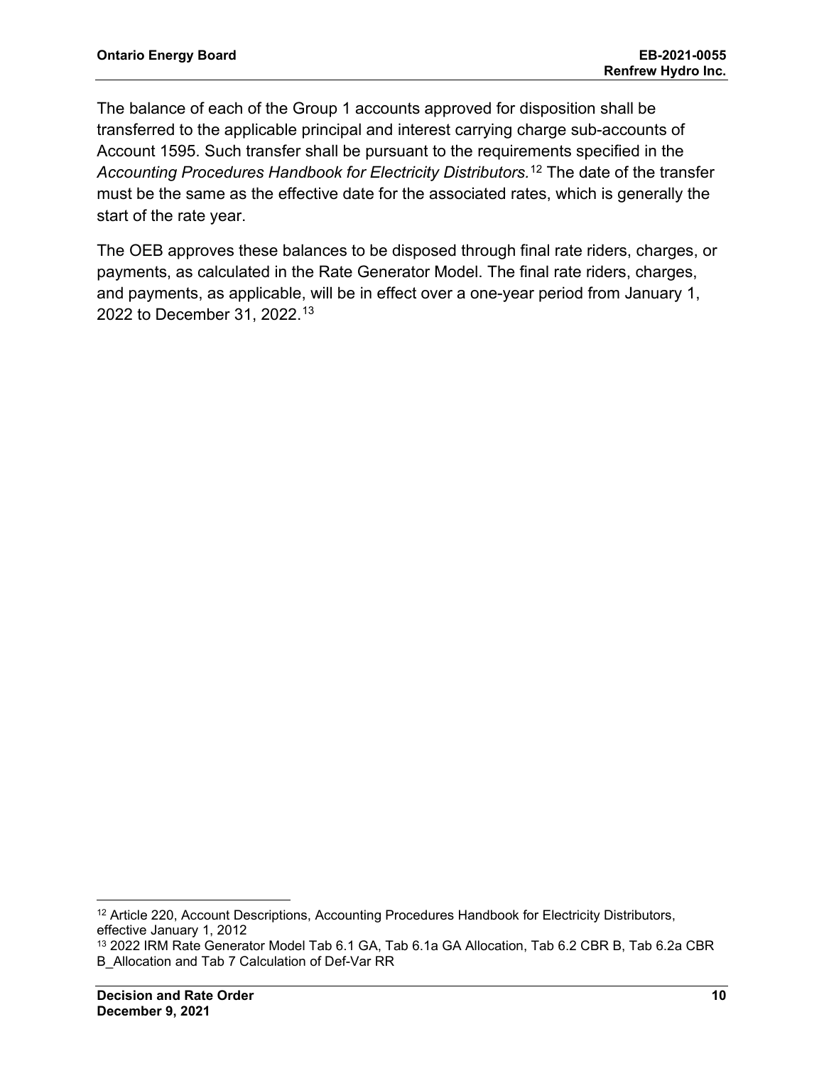The balance of each of the Group 1 accounts approved for disposition shall be transferred to the applicable principal and interest carrying charge sub-accounts of Account 1595. Such transfer shall be pursuant to the requirements specified in the *Accounting Procedures Handbook for Electricity Distributors.*[12] The date of the transfer must be the same as the effective date for the associated rates, which is generally the start of the rate year.

The OEB approves these balances to be disposed through final rate riders, charges, or payments, as calculated in the Rate Generator Model. The final rate riders, charges, and payments, as applicable, will be in effect over a one-year period from January 1, 2022 to December 31, 2022.[13]

---

[12] Article 220, Account Descriptions, Accounting Procedures Handbook for Electricity Distributors, effective January 1, 2012

[13] 2022 IRM Rate Generator Model Tab 6.1 GA, Tab 6.1a GA Allocation, Tab 6.2 CBR B, Tab 6.2a CBR B_Allocation and Tab 7 Calculation of Def-Var RR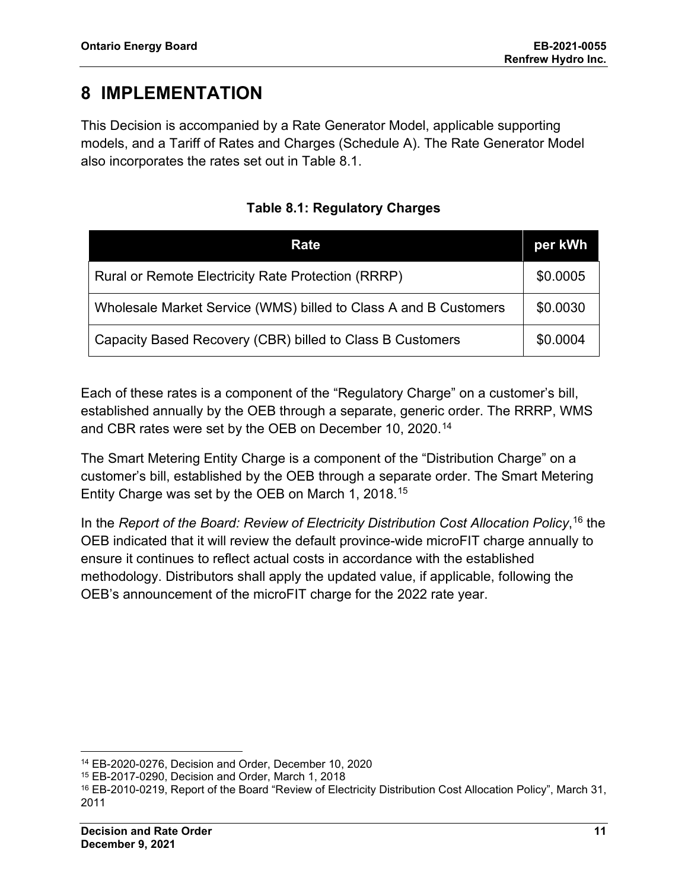# 8 IMPLEMENTATION

This Decision is accompanied by a Rate Generator Model, applicable supporting models, and a Tariff of Rates and Charges (Schedule A). The Rate Generator Model also incorporates the rates set out in Table 8.1.

**Table 8.1: Regulatory Charges**

| Rate | per kWh |
|---|---|
| Rural or Remote Electricity Rate Protection (RRRP) | $0.0005 |
| Wholesale Market Service (WMS) billed to Class A and B Customers | $0.0030 |
| Capacity Based Recovery (CBR) billed to Class B Customers | $0.0004 |

Each of these rates is a component of the "Regulatory Charge" on a customer's bill, established annually by the OEB through a separate, generic order. The RRRP, WMS and CBR rates were set by the OEB on December 10, 2020.[14]

The Smart Metering Entity Charge is a component of the "Distribution Charge" on a customer's bill, established by the OEB through a separate order. The Smart Metering Entity Charge was set by the OEB on March 1, 2018.[15]

In the *Report of the Board: Review of Electricity Distribution Cost Allocation Policy*,[16] the OEB indicated that it will review the default province-wide microFIT charge annually to ensure it continues to reflect actual costs in accordance with the established methodology. Distributors shall apply the updated value, if applicable, following the OEB's announcement of the microFIT charge for the 2022 rate year.

---

[14] EB-2020-0276, Decision and Order, December 10, 2020

[15] EB-2017-0290, Decision and Order, March 1, 2018

[16] EB-2010-0219, Report of the Board "Review of Electricity Distribution Cost Allocation Policy", March 31, 2011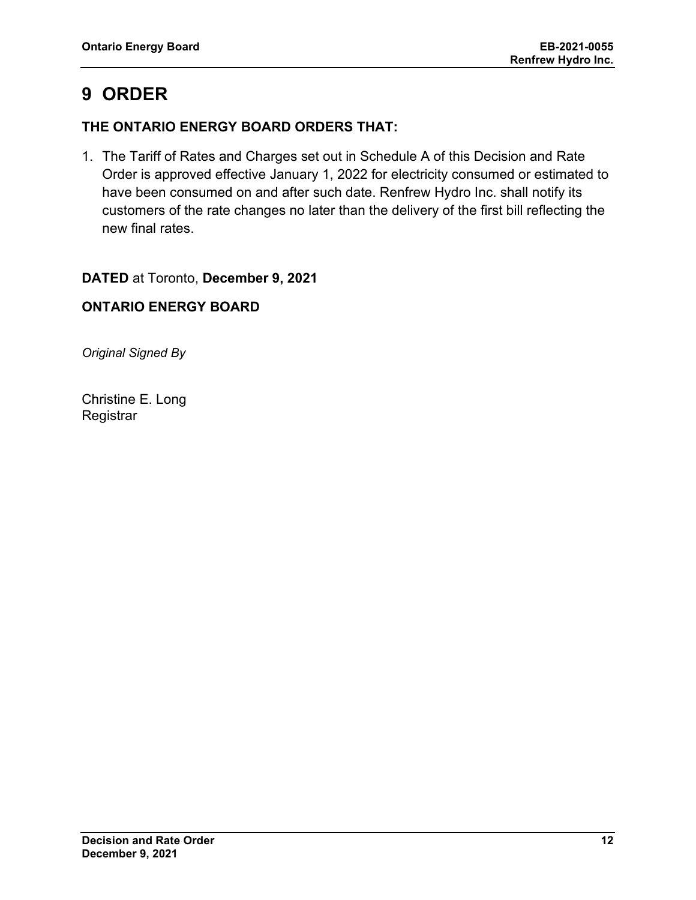# 9 ORDER

**THE ONTARIO ENERGY BOARD ORDERS THAT:**

1. The Tariff of Rates and Charges set out in Schedule A of this Decision and Rate Order is approved effective January 1, 2022 for electricity consumed or estimated to have been consumed on and after such date. Renfrew Hydro Inc. shall notify its customers of the rate changes no later than the delivery of the first bill reflecting the new final rates.

**DATED** at Toronto, **December 9, 2021**

**ONTARIO ENERGY BOARD**

*Original Signed By*

Christine E. Long
Registrar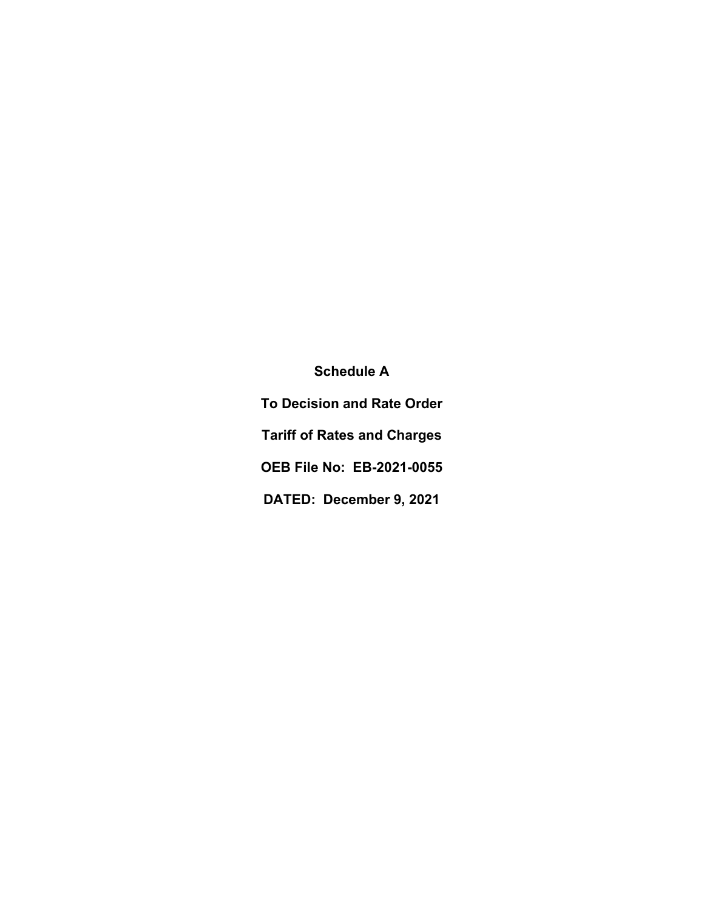**Schedule A**

**To Decision and Rate Order**

**Tariff of Rates and Charges**

**OEB File No: EB-2021-0055**

**DATED: December 9, 2021**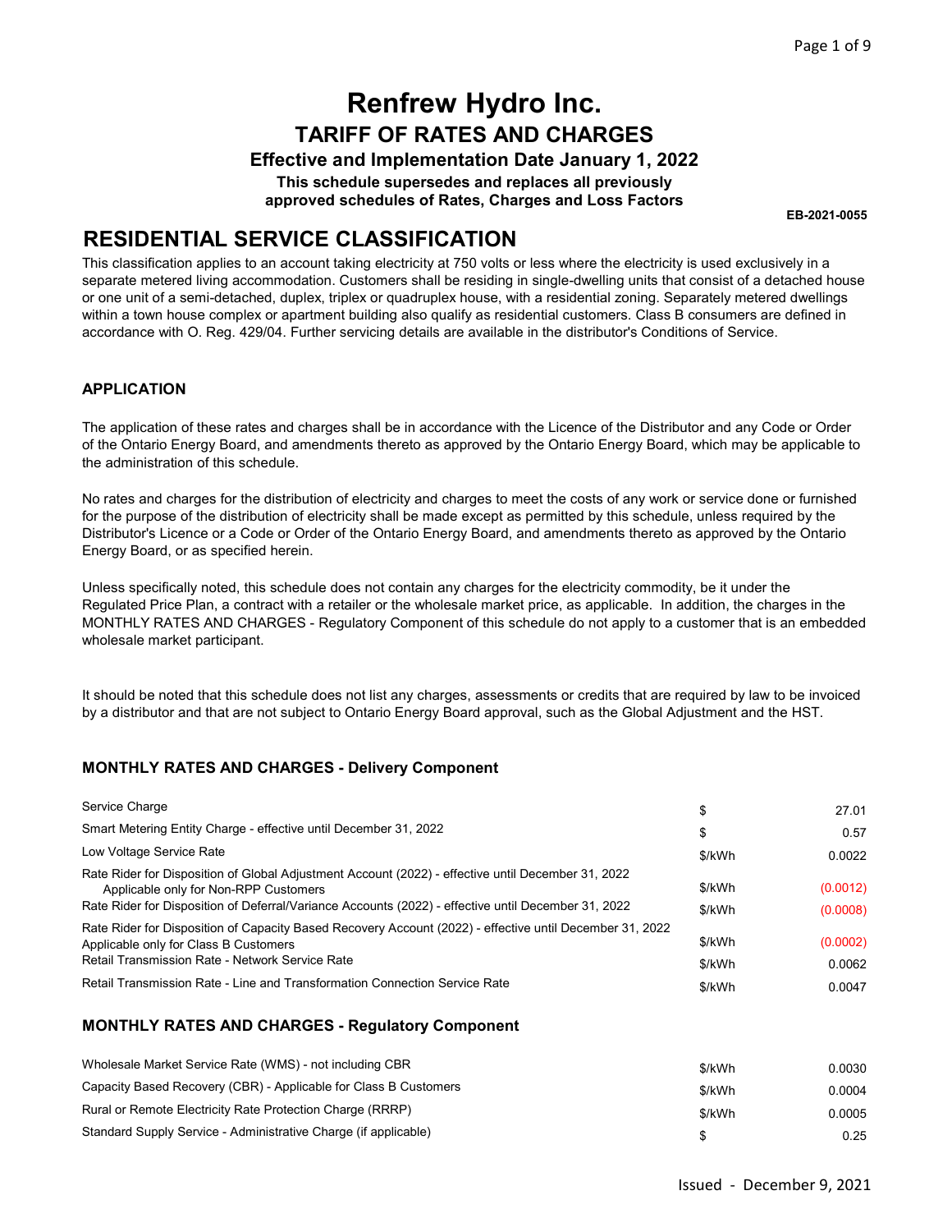# Renfrew Hydro Inc.

## TARIFF OF RATES AND CHARGES

### Effective and Implementation Date January 1, 2022

**This schedule supersedes and replaces all previously approved schedules of Rates, Charges and Loss Factors**

**EB-2021-0055**

## RESIDENTIAL SERVICE CLASSIFICATION

This classification applies to an account taking electricity at 750 volts or less where the electricity is used exclusively in a separate metered living accommodation. Customers shall be residing in single-dwelling units that consist of a detached house or one unit of a semi-detached, duplex, triplex or quadruplex house, with a residential zoning. Separately metered dwellings within a town house complex or apartment building also qualify as residential customers. Class B consumers are defined in accordance with O. Reg. 429/04. Further servicing details are available in the distributor's Conditions of Service.

### APPLICATION

The application of these rates and charges shall be in accordance with the Licence of the Distributor and any Code or Order of the Ontario Energy Board, and amendments thereto as approved by the Ontario Energy Board, which may be applicable to the administration of this schedule.

No rates and charges for the distribution of electricity and charges to meet the costs of any work or service done or furnished for the purpose of the distribution of electricity shall be made except as permitted by this schedule, unless required by the Distributor's Licence or a Code or Order of the Ontario Energy Board, and amendments thereto as approved by the Ontario Energy Board, or as specified herein.

Unless specifically noted, this schedule does not contain any charges for the electricity commodity, be it under the Regulated Price Plan, a contract with a retailer or the wholesale market price, as applicable. In addition, the charges in the MONTHLY RATES AND CHARGES - Regulatory Component of this schedule do not apply to a customer that is an embedded wholesale market participant.

It should be noted that this schedule does not list any charges, assessments or credits that are required by law to be invoiced by a distributor and that are not subject to Ontario Energy Board approval, such as the Global Adjustment and the HST.

### MONTHLY RATES AND CHARGES - Delivery Component

| Charge | Unit | Rate |
|---|---|---|
| Service Charge | $ | 27.01 |
| Smart Metering Entity Charge - effective until December 31, 2022 | $ | 0.57 |
| Low Voltage Service Rate | $/kWh | 0.0022 |
| Rate Rider for Disposition of Global Adjustment Account (2022) - effective until December 31, 2022 Applicable only for Non-RPP Customers | $/kWh | (0.0012) |
| Rate Rider for Disposition of Deferral/Variance Accounts (2022) - effective until December 31, 2022 | $/kWh | (0.0008) |
| Rate Rider for Disposition of Capacity Based Recovery Account (2022) - effective until December 31, 2022 Applicable only for Class B Customers | $/kWh | (0.0002) |
| Retail Transmission Rate - Network Service Rate | $/kWh | 0.0062 |
| Retail Transmission Rate - Line and Transformation Connection Service Rate | $/kWh | 0.0047 |

### MONTHLY RATES AND CHARGES - Regulatory Component

| Charge | Unit | Rate |
|---|---|---|
| Wholesale Market Service Rate (WMS) - not including CBR | $/kWh | 0.0030 |
| Capacity Based Recovery (CBR) - Applicable for Class B Customers | $/kWh | 0.0004 |
| Rural or Remote Electricity Rate Protection Charge (RRRP) | $/kWh | 0.0005 |
| Standard Supply Service - Administrative Charge (if applicable) | $ | 0.25 |

Issued - December 9, 2021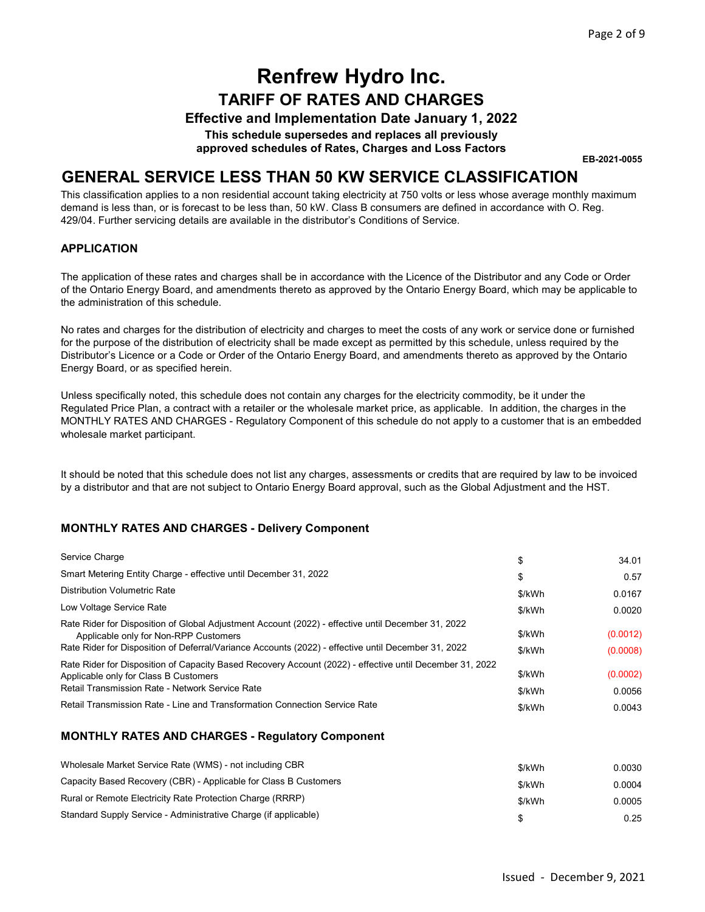# Renfrew Hydro Inc.

## TARIFF OF RATES AND CHARGES

### Effective and Implementation Date January 1, 2022

**This schedule supersedes and replaces all previously approved schedules of Rates, Charges and Loss Factors**

**EB-2021-0055**

## GENERAL SERVICE LESS THAN 50 KW SERVICE CLASSIFICATION

This classification applies to a non residential account taking electricity at 750 volts or less whose average monthly maximum demand is less than, or is forecast to be less than, 50 kW. Class B consumers are defined in accordance with O. Reg. 429/04. Further servicing details are available in the distributor's Conditions of Service.

### APPLICATION

The application of these rates and charges shall be in accordance with the Licence of the Distributor and any Code or Order of the Ontario Energy Board, and amendments thereto as approved by the Ontario Energy Board, which may be applicable to the administration of this schedule.

No rates and charges for the distribution of electricity and charges to meet the costs of any work or service done or furnished for the purpose of the distribution of electricity shall be made except as permitted by this schedule, unless required by the Distributor's Licence or a Code or Order of the Ontario Energy Board, and amendments thereto as approved by the Ontario Energy Board, or as specified herein.

Unless specifically noted, this schedule does not contain any charges for the electricity commodity, be it under the Regulated Price Plan, a contract with a retailer or the wholesale market price, as applicable. In addition, the charges in the MONTHLY RATES AND CHARGES - Regulatory Component of this schedule do not apply to a customer that is an embedded wholesale market participant.

It should be noted that this schedule does not list any charges, assessments or credits that are required by law to be invoiced by a distributor and that are not subject to Ontario Energy Board approval, such as the Global Adjustment and the HST.

### MONTHLY RATES AND CHARGES - Delivery Component

| Charge | Unit | Rate |
|---|---|---|
| Service Charge | $ | 34.01 |
| Smart Metering Entity Charge - effective until December 31, 2022 | $ | 0.57 |
| Distribution Volumetric Rate | $/kWh | 0.0167 |
| Low Voltage Service Rate | $/kWh | 0.0020 |
| Rate Rider for Disposition of Global Adjustment Account (2022) - effective until December 31, 2022 Applicable only for Non-RPP Customers | $/kWh | (0.0012) |
| Rate Rider for Disposition of Deferral/Variance Accounts (2022) - effective until December 31, 2022 | $/kWh | (0.0008) |
| Rate Rider for Disposition of Capacity Based Recovery Account (2022) - effective until December 31, 2022 Applicable only for Class B Customers | $/kWh | (0.0002) |
| Retail Transmission Rate - Network Service Rate | $/kWh | 0.0056 |
| Retail Transmission Rate - Line and Transformation Connection Service Rate | $/kWh | 0.0043 |

### MONTHLY RATES AND CHARGES - Regulatory Component

| Charge | Unit | Rate |
|---|---|---|
| Wholesale Market Service Rate (WMS) - not including CBR | $/kWh | 0.0030 |
| Capacity Based Recovery (CBR) - Applicable for Class B Customers | $/kWh | 0.0004 |
| Rural or Remote Electricity Rate Protection Charge (RRRP) | $/kWh | 0.0005 |
| Standard Supply Service - Administrative Charge (if applicable) | $ | 0.25 |

Issued - December 9, 2021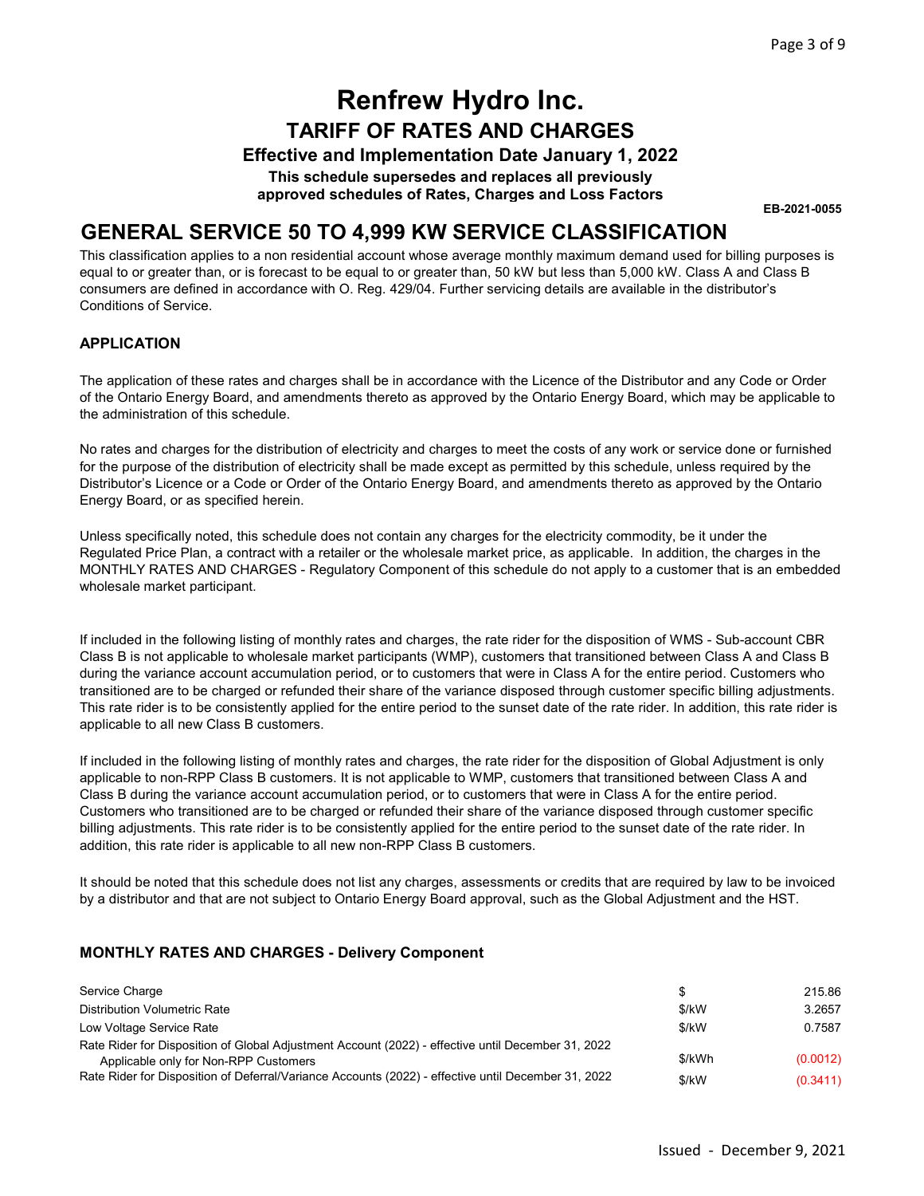# Renfrew Hydro Inc.

## TARIFF OF RATES AND CHARGES

### Effective and Implementation Date January 1, 2022

**This schedule supersedes and replaces all previously approved schedules of Rates, Charges and Loss Factors**

**EB-2021-0055**

## GENERAL SERVICE 50 TO 4,999 KW SERVICE CLASSIFICATION

This classification applies to a non residential account whose average monthly maximum demand used for billing purposes is equal to or greater than, or is forecast to be equal to or greater than, 50 kW but less than 5,000 kW. Class A and Class B consumers are defined in accordance with O. Reg. 429/04. Further servicing details are available in the distributor's Conditions of Service.

### APPLICATION

The application of these rates and charges shall be in accordance with the Licence of the Distributor and any Code or Order of the Ontario Energy Board, and amendments thereto as approved by the Ontario Energy Board, which may be applicable to the administration of this schedule.

No rates and charges for the distribution of electricity and charges to meet the costs of any work or service done or furnished for the purpose of the distribution of electricity shall be made except as permitted by this schedule, unless required by the Distributor's Licence or a Code or Order of the Ontario Energy Board, and amendments thereto as approved by the Ontario Energy Board, or as specified herein.

Unless specifically noted, this schedule does not contain any charges for the electricity commodity, be it under the Regulated Price Plan, a contract with a retailer or the wholesale market price, as applicable. In addition, the charges in the MONTHLY RATES AND CHARGES - Regulatory Component of this schedule do not apply to a customer that is an embedded wholesale market participant.

If included in the following listing of monthly rates and charges, the rate rider for the disposition of WMS - Sub-account CBR Class B is not applicable to wholesale market participants (WMP), customers that transitioned between Class A and Class B during the variance account accumulation period, or to customers that were in Class A for the entire period. Customers who transitioned are to be charged or refunded their share of the variance disposed through customer specific billing adjustments. This rate rider is to be consistently applied for the entire period to the sunset date of the rate rider. In addition, this rate rider is applicable to all new Class B customers.

If included in the following listing of monthly rates and charges, the rate rider for the disposition of Global Adjustment is only applicable to non-RPP Class B customers. It is not applicable to WMP, customers that transitioned between Class A and Class B during the variance account accumulation period, or to customers that were in Class A for the entire period. Customers who transitioned are to be charged or refunded their share of the variance disposed through customer specific billing adjustments. This rate rider is to be consistently applied for the entire period to the sunset date of the rate rider. In addition, this rate rider is applicable to all new non-RPP Class B customers.

It should be noted that this schedule does not list any charges, assessments or credits that are required by law to be invoiced by a distributor and that are not subject to Ontario Energy Board approval, such as the Global Adjustment and the HST.

### MONTHLY RATES AND CHARGES - Delivery Component

| | | |
|---|---|---|
| Service Charge | $ | 215.86 |
| Distribution Volumetric Rate | $/kW | 3.2657 |
| Low Voltage Service Rate | $/kW | 0.7587 |
| Rate Rider for Disposition of Global Adjustment Account (2022) - effective until December 31, 2022 Applicable only for Non-RPP Customers | $/kWh | (0.0012) |
| Rate Rider for Disposition of Deferral/Variance Accounts (2022) - effective until December 31, 2022 | $/kW | (0.3411) |

Issued - December 9, 2021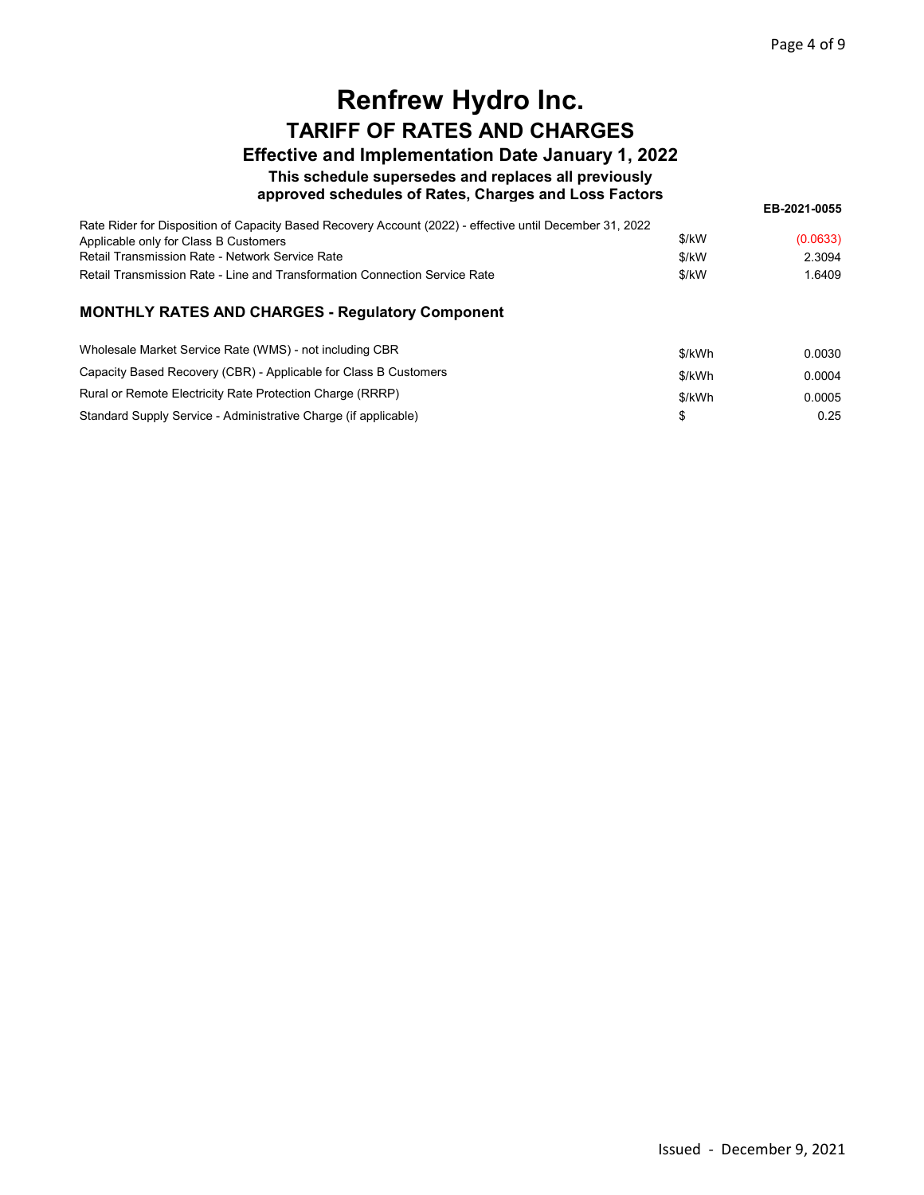# Renfrew Hydro Inc.

## TARIFF OF RATES AND CHARGES

### Effective and Implementation Date January 1, 2022

**This schedule supersedes and replaces all previously approved schedules of Rates, Charges and Loss Factors**

**EB-2021-0055**

| | | |
|---|---|---|
| Rate Rider for Disposition of Capacity Based Recovery Account (2022) - effective until December 31, 2022 Applicable only for Class B Customers | $/kW | (0.0633) |
| Retail Transmission Rate - Network Service Rate | $/kW | 2.3094 |
| Retail Transmission Rate - Line and Transformation Connection Service Rate | $/kW | 1.6409 |

### MONTHLY RATES AND CHARGES - Regulatory Component

| | | |
|---|---|---|
| Wholesale Market Service Rate (WMS) - not including CBR | $/kWh | 0.0030 |
| Capacity Based Recovery (CBR) - Applicable for Class B Customers | $/kWh | 0.0004 |
| Rural or Remote Electricity Rate Protection Charge (RRRP) | $/kWh | 0.0005 |
| Standard Supply Service - Administrative Charge (if applicable) | $ | 0.25 |

Issued - December 9, 2021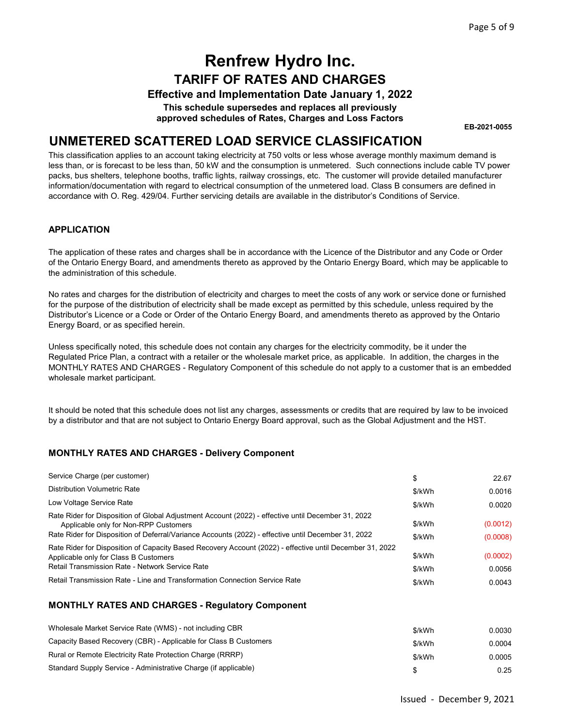# Renfrew Hydro Inc.

## TARIFF OF RATES AND CHARGES

### Effective and Implementation Date January 1, 2022

**This schedule supersedes and replaces all previously approved schedules of Rates, Charges and Loss Factors**

**EB-2021-0055**

## UNMETERED SCATTERED LOAD SERVICE CLASSIFICATION

This classification applies to an account taking electricity at 750 volts or less whose average monthly maximum demand is less than, or is forecast to be less than, 50 kW and the consumption is unmetered. Such connections include cable TV power packs, bus shelters, telephone booths, traffic lights, railway crossings, etc. The customer will provide detailed manufacturer information/documentation with regard to electrical consumption of the unmetered load. Class B consumers are defined in accordance with O. Reg. 429/04. Further servicing details are available in the distributor's Conditions of Service.

### APPLICATION

The application of these rates and charges shall be in accordance with the Licence of the Distributor and any Code or Order of the Ontario Energy Board, and amendments thereto as approved by the Ontario Energy Board, which may be applicable to the administration of this schedule.

No rates and charges for the distribution of electricity and charges to meet the costs of any work or service done or furnished for the purpose of the distribution of electricity shall be made except as permitted by this schedule, unless required by the Distributor's Licence or a Code or Order of the Ontario Energy Board, and amendments thereto as approved by the Ontario Energy Board, or as specified herein.

Unless specifically noted, this schedule does not contain any charges for the electricity commodity, be it under the Regulated Price Plan, a contract with a retailer or the wholesale market price, as applicable. In addition, the charges in the MONTHLY RATES AND CHARGES - Regulatory Component of this schedule do not apply to a customer that is an embedded wholesale market participant.

It should be noted that this schedule does not list any charges, assessments or credits that are required by law to be invoiced by a distributor and that are not subject to Ontario Energy Board approval, such as the Global Adjustment and the HST.

### MONTHLY RATES AND CHARGES - Delivery Component

| Description | Unit | Rate |
|---|---|---|
| Service Charge (per customer) | $ | 22.67 |
| Distribution Volumetric Rate | $/kWh | 0.0016 |
| Low Voltage Service Rate | $/kWh | 0.0020 |
| Rate Rider for Disposition of Global Adjustment Account (2022) - effective until December 31, 2022 Applicable only for Non-RPP Customers | $/kWh | (0.0012) |
| Rate Rider for Disposition of Deferral/Variance Accounts (2022) - effective until December 31, 2022 | $/kWh | (0.0008) |
| Rate Rider for Disposition of Capacity Based Recovery Account (2022) - effective until December 31, 2022 Applicable only for Class B Customers | $/kWh | (0.0002) |
| Retail Transmission Rate - Network Service Rate | $/kWh | 0.0056 |
| Retail Transmission Rate - Line and Transformation Connection Service Rate | $/kWh | 0.0043 |

### MONTHLY RATES AND CHARGES - Regulatory Component

| Description | Unit | Rate |
|---|---|---|
| Wholesale Market Service Rate (WMS) - not including CBR | $/kWh | 0.0030 |
| Capacity Based Recovery (CBR) - Applicable for Class B Customers | $/kWh | 0.0004 |
| Rural or Remote Electricity Rate Protection Charge (RRRP) | $/kWh | 0.0005 |
| Standard Supply Service - Administrative Charge (if applicable) | $ | 0.25 |

Issued - December 9, 2021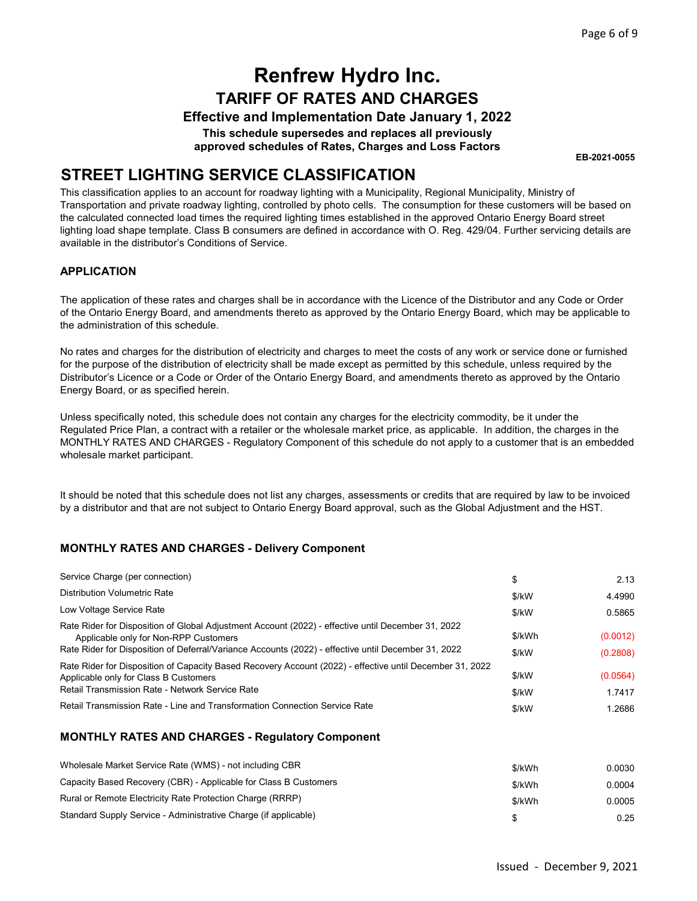# Renfrew Hydro Inc.

## TARIFF OF RATES AND CHARGES

### Effective and Implementation Date January 1, 2022

**This schedule supersedes and replaces all previously approved schedules of Rates, Charges and Loss Factors**

**EB-2021-0055**

## STREET LIGHTING SERVICE CLASSIFICATION

This classification applies to an account for roadway lighting with a Municipality, Regional Municipality, Ministry of Transportation and private roadway lighting, controlled by photo cells. The consumption for these customers will be based on the calculated connected load times the required lighting times established in the approved Ontario Energy Board street lighting load shape template. Class B consumers are defined in accordance with O. Reg. 429/04. Further servicing details are available in the distributor's Conditions of Service.

### APPLICATION

The application of these rates and charges shall be in accordance with the Licence of the Distributor and any Code or Order of the Ontario Energy Board, and amendments thereto as approved by the Ontario Energy Board, which may be applicable to the administration of this schedule.

No rates and charges for the distribution of electricity and charges to meet the costs of any work or service done or furnished for the purpose of the distribution of electricity shall be made except as permitted by this schedule, unless required by the Distributor's Licence or a Code or Order of the Ontario Energy Board, and amendments thereto as approved by the Ontario Energy Board, or as specified herein.

Unless specifically noted, this schedule does not contain any charges for the electricity commodity, be it under the Regulated Price Plan, a contract with a retailer or the wholesale market price, as applicable. In addition, the charges in the MONTHLY RATES AND CHARGES - Regulatory Component of this schedule do not apply to a customer that is an embedded wholesale market participant.

It should be noted that this schedule does not list any charges, assessments or credits that are required by law to be invoiced by a distributor and that are not subject to Ontario Energy Board approval, such as the Global Adjustment and the HST.

### MONTHLY RATES AND CHARGES - Delivery Component

| | | |
|---|---|---|
| Service Charge (per connection) | $ | 2.13 |
| Distribution Volumetric Rate | $/kW | 4.4990 |
| Low Voltage Service Rate | $/kW | 0.5865 |
| Rate Rider for Disposition of Global Adjustment Account (2022) - effective until December 31, 2022 Applicable only for Non-RPP Customers | $/kWh | (0.0012) |
| Rate Rider for Disposition of Deferral/Variance Accounts (2022) - effective until December 31, 2022 | $/kW | (0.2808) |
| Rate Rider for Disposition of Capacity Based Recovery Account (2022) - effective until December 31, 2022 Applicable only for Class B Customers | $/kW | (0.0564) |
| Retail Transmission Rate - Network Service Rate | $/kW | 1.7417 |
| Retail Transmission Rate - Line and Transformation Connection Service Rate | $/kW | 1.2686 |

### MONTHLY RATES AND CHARGES - Regulatory Component

| | | |
|---|---|---|
| Wholesale Market Service Rate (WMS) - not including CBR | $/kWh | 0.0030 |
| Capacity Based Recovery (CBR) - Applicable for Class B Customers | $/kWh | 0.0004 |
| Rural or Remote Electricity Rate Protection Charge (RRRP) | $/kWh | 0.0005 |
| Standard Supply Service - Administrative Charge (if applicable) | $ | 0.25 |

Issued - December 9, 2021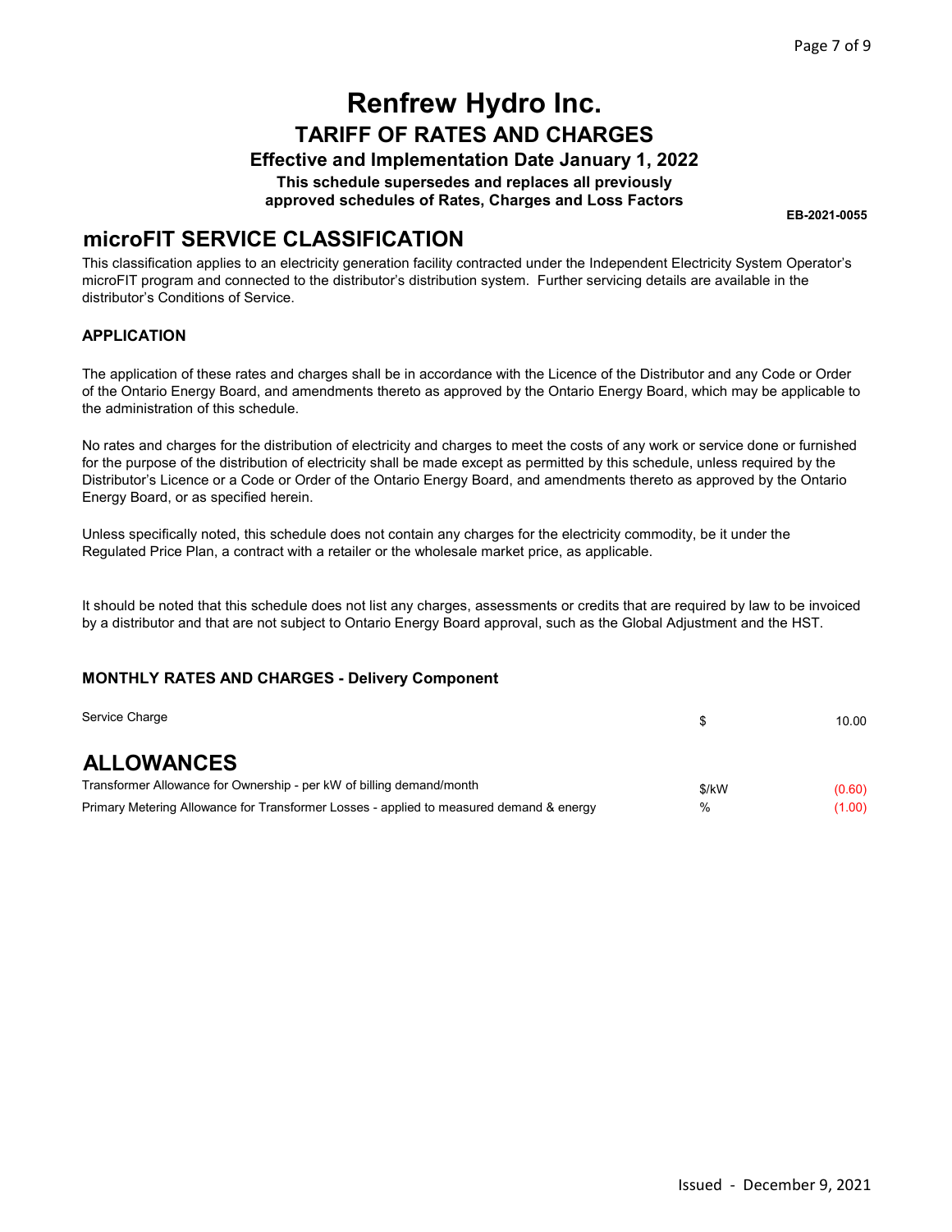# Renfrew Hydro Inc.

## TARIFF OF RATES AND CHARGES

### Effective and Implementation Date January 1, 2022

**This schedule supersedes and replaces all previously approved schedules of Rates, Charges and Loss Factors**

**EB-2021-0055**

## microFIT SERVICE CLASSIFICATION

This classification applies to an electricity generation facility contracted under the Independent Electricity System Operator's microFIT program and connected to the distributor's distribution system. Further servicing details are available in the distributor's Conditions of Service.

### APPLICATION

The application of these rates and charges shall be in accordance with the Licence of the Distributor and any Code or Order of the Ontario Energy Board, and amendments thereto as approved by the Ontario Energy Board, which may be applicable to the administration of this schedule.

No rates and charges for the distribution of electricity and charges to meet the costs of any work or service done or furnished for the purpose of the distribution of electricity shall be made except as permitted by this schedule, unless required by the Distributor's Licence or a Code or Order of the Ontario Energy Board, and amendments thereto as approved by the Ontario Energy Board, or as specified herein.

Unless specifically noted, this schedule does not contain any charges for the electricity commodity, be it under the Regulated Price Plan, a contract with a retailer or the wholesale market price, as applicable.

It should be noted that this schedule does not list any charges, assessments or credits that are required by law to be invoiced by a distributor and that are not subject to Ontario Energy Board approval, such as the Global Adjustment and the HST.

### MONTHLY RATES AND CHARGES - Delivery Component

| | | |
|---|---|---|
| Service Charge | $ | 10.00 |

## ALLOWANCES

| | | |
|---|---|---|
| Transformer Allowance for Ownership - per kW of billing demand/month | $/kW | (0.60) |
| Primary Metering Allowance for Transformer Losses - applied to measured demand & energy | % | (1.00) |

Issued - December 9, 2021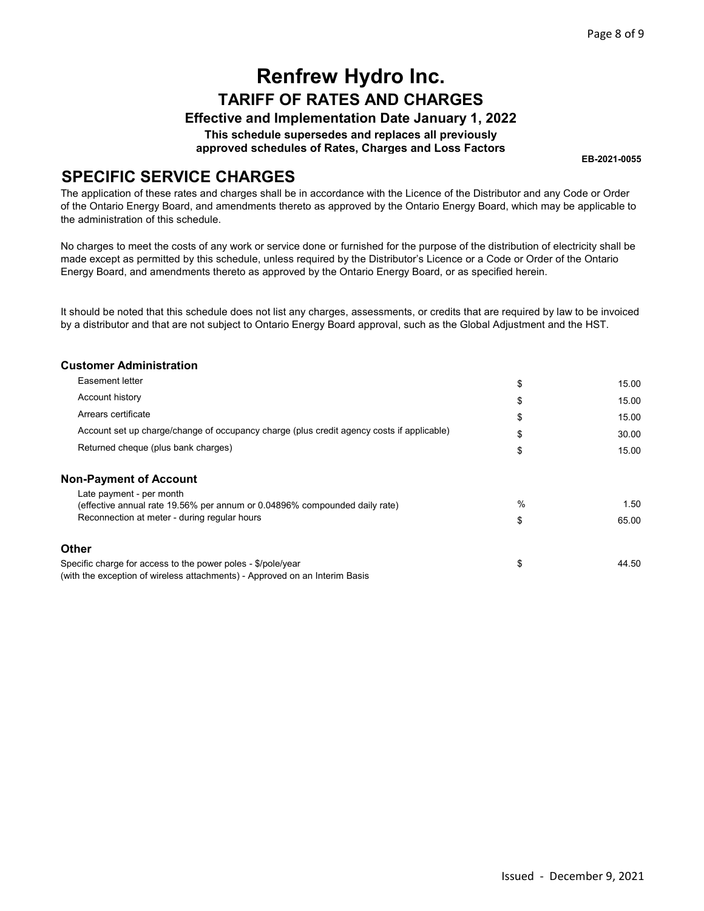# Renfrew Hydro Inc.

## TARIFF OF RATES AND CHARGES

### Effective and Implementation Date January 1, 2022

**This schedule supersedes and replaces all previously approved schedules of Rates, Charges and Loss Factors**

**EB-2021-0055**

## SPECIFIC SERVICE CHARGES

The application of these rates and charges shall be in accordance with the Licence of the Distributor and any Code or Order of the Ontario Energy Board, and amendments thereto as approved by the Ontario Energy Board, which may be applicable to the administration of this schedule.

No charges to meet the costs of any work or service done or furnished for the purpose of the distribution of electricity shall be made except as permitted by this schedule, unless required by the Distributor's Licence or a Code or Order of the Ontario Energy Board, and amendments thereto as approved by the Ontario Energy Board, or as specified herein.

It should be noted that this schedule does not list any charges, assessments, or credits that are required by law to be invoiced by a distributor and that are not subject to Ontario Energy Board approval, such as the Global Adjustment and the HST.

### Customer Administration

| | | |
|---|---|---|
| Easement letter | $ | 15.00 |
| Account history | $ | 15.00 |
| Arrears certificate | $ | 15.00 |
| Account set up charge/change of occupancy charge (plus credit agency costs if applicable) | $ | 30.00 |
| Returned cheque (plus bank charges) | $ | 15.00 |

### Non-Payment of Account

| | | |
|---|---|---|
| Late payment - per month (effective annual rate 19.56% per annum or 0.04896% compounded daily rate) | % | 1.50 |
| Reconnection at meter - during regular hours | $ | 65.00 |

### Other

| | | |
|---|---|---|
| Specific charge for access to the power poles - $/pole/year (with the exception of wireless attachments) - Approved on an Interim Basis | $ | 44.50 |

Issued - December 9, 2021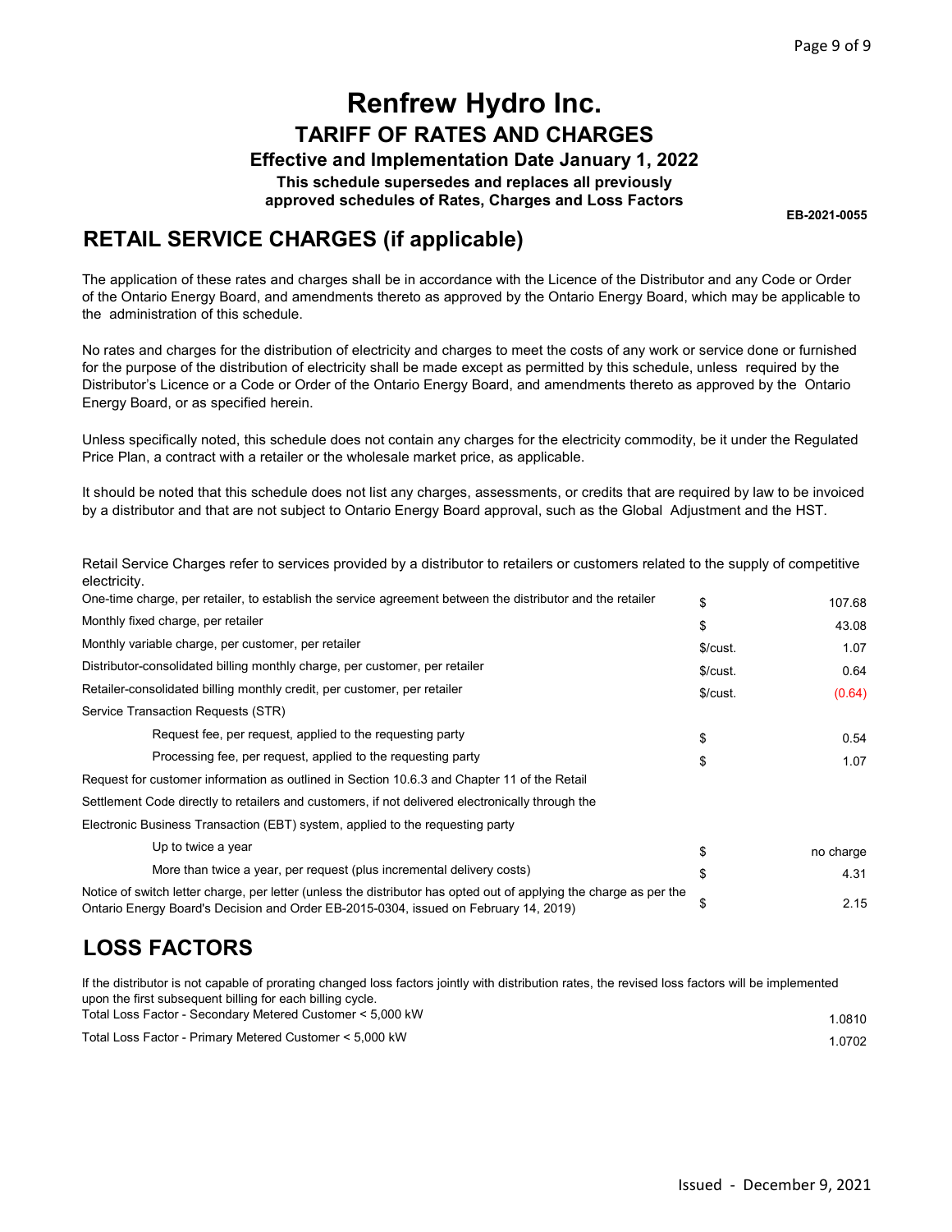# Renfrew Hydro Inc.

## TARIFF OF RATES AND CHARGES

### Effective and Implementation Date January 1, 2022

**This schedule supersedes and replaces all previously approved schedules of Rates, Charges and Loss Factors**

**EB-2021-0055**

## RETAIL SERVICE CHARGES (if applicable)

The application of these rates and charges shall be in accordance with the Licence of the Distributor and any Code or Order of the Ontario Energy Board, and amendments thereto as approved by the Ontario Energy Board, which may be applicable to the administration of this schedule.

No rates and charges for the distribution of electricity and charges to meet the costs of any work or service done or furnished for the purpose of the distribution of electricity shall be made except as permitted by this schedule, unless required by the Distributor's Licence or a Code or Order of the Ontario Energy Board, and amendments thereto as approved by the Ontario Energy Board, or as specified herein.

Unless specifically noted, this schedule does not contain any charges for the electricity commodity, be it under the Regulated Price Plan, a contract with a retailer or the wholesale market price, as applicable.

It should be noted that this schedule does not list any charges, assessments, or credits that are required by law to be invoiced by a distributor and that are not subject to Ontario Energy Board approval, such as the Global Adjustment and the HST.

Retail Service Charges refer to services provided by a distributor to retailers or customers related to the supply of competitive electricity.

| | | |
|---|---|---|
| One-time charge, per retailer, to establish the service agreement between the distributor and the retailer | $ | 107.68 |
| Monthly fixed charge, per retailer | $ | 43.08 |
| Monthly variable charge, per customer, per retailer | $/cust. | 1.07 |
| Distributor-consolidated billing monthly charge, per customer, per retailer | $/cust. | 0.64 |
| Retailer-consolidated billing monthly credit, per customer, per retailer | $/cust. | (0.64) |
| Service Transaction Requests (STR) | | |
| Request fee, per request, applied to the requesting party | $ | 0.54 |
| Processing fee, per request, applied to the requesting party | $ | 1.07 |
| Request for customer information as outlined in Section 10.6.3 and Chapter 11 of the Retail Settlement Code directly to retailers and customers, if not delivered electronically through the Electronic Business Transaction (EBT) system, applied to the requesting party | | |
| Up to twice a year | $ | no charge |
| More than twice a year, per request (plus incremental delivery costs) | $ | 4.31 |
| Notice of switch letter charge, per letter (unless the distributor has opted out of applying the charge as per the Ontario Energy Board's Decision and Order EB-2015-0304, issued on February 14, 2019) | $ | 2.15 |

## LOSS FACTORS

If the distributor is not capable of prorating changed loss factors jointly with distribution rates, the revised loss factors will be implemented upon the first subsequent billing for each billing cycle.

| | |
|---|---|
| Total Loss Factor - Secondary Metered Customer < 5,000 kW | 1.0810 |
| Total Loss Factor - Primary Metered Customer < 5,000 kW | 1.0702 |

Issued - December 9, 2021